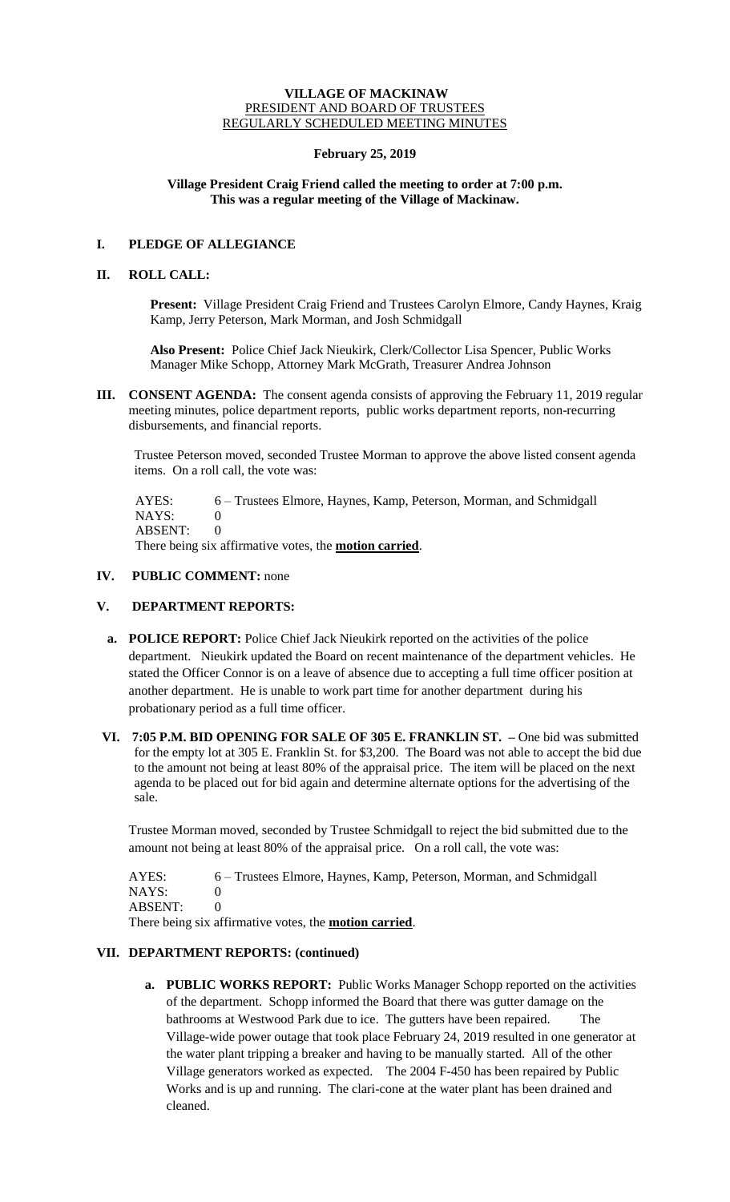# VILLAGE OF MACKINAW

PRESIDENT AND BOARD OF TRUSTEES

REGULARLY SCHEDULED MEETING MINUTES

**February 25, 2019**

**Village President Craig Friend called the meeting to order at 7:00 p.m.**
**This was a regular meeting of the Village of Mackinaw.**

## I. PLEDGE OF ALLEGIANCE

## II. ROLL CALL:

**Present:** Village President Craig Friend and Trustees Carolyn Elmore, Candy Haynes, Kraig Kamp, Jerry Peterson, Mark Morman, and Josh Schmidgall

**Also Present:** Police Chief Jack Nieukirk, Clerk/Collector Lisa Spencer, Public Works Manager Mike Schopp, Attorney Mark McGrath, Treasurer Andrea Johnson

## III. CONSENT AGENDA:

The consent agenda consists of approving the February 11, 2019 regular meeting minutes, police department reports, public works department reports, non-recurring disbursements, and financial reports.

Trustee Peterson moved, seconded Trustee Morman to approve the above listed consent agenda items. On a roll call, the vote was:

AYES: 6 – Trustees Elmore, Haynes, Kamp, Peterson, Morman, and Schmidgall
NAYS: 0
ABSENT: 0
There being six affirmative votes, the **motion carried**.

## IV. PUBLIC COMMENT: none

## V. DEPARTMENT REPORTS:

**a. POLICE REPORT:** Police Chief Jack Nieukirk reported on the activities of the police department. Nieukirk updated the Board on recent maintenance of the department vehicles. He stated the Officer Connor is on a leave of absence due to accepting a full time officer position at another department. He is unable to work part time for another department during his probationary period as a full time officer.

## VI. 7:05 P.M. BID OPENING FOR SALE OF 305 E. FRANKLIN ST.

One bid was submitted for the empty lot at 305 E. Franklin St. for $3,200. The Board was not able to accept the bid due to the amount not being at least 80% of the appraisal price. The item will be placed on the next agenda to be placed out for bid again and determine alternate options for the advertising of the sale.

Trustee Morman moved, seconded by Trustee Schmidgall to reject the bid submitted due to the amount not being at least 80% of the appraisal price. On a roll call, the vote was:

AYES: 6 – Trustees Elmore, Haynes, Kamp, Peterson, Morman, and Schmidgall
NAYS: 0
ABSENT: 0
There being six affirmative votes, the **motion carried**.

## VII. DEPARTMENT REPORTS: (continued)

**a. PUBLIC WORKS REPORT:** Public Works Manager Schopp reported on the activities of the department. Schopp informed the Board that there was gutter damage on the bathrooms at Westwood Park due to ice. The gutters have been repaired. The Village-wide power outage that took place February 24, 2019 resulted in one generator at the water plant tripping a breaker and having to be manually started. All of the other Village generators worked as expected. The 2004 F-450 has been repaired by Public Works and is up and running. The clari-cone at the water plant has been drained and cleaned.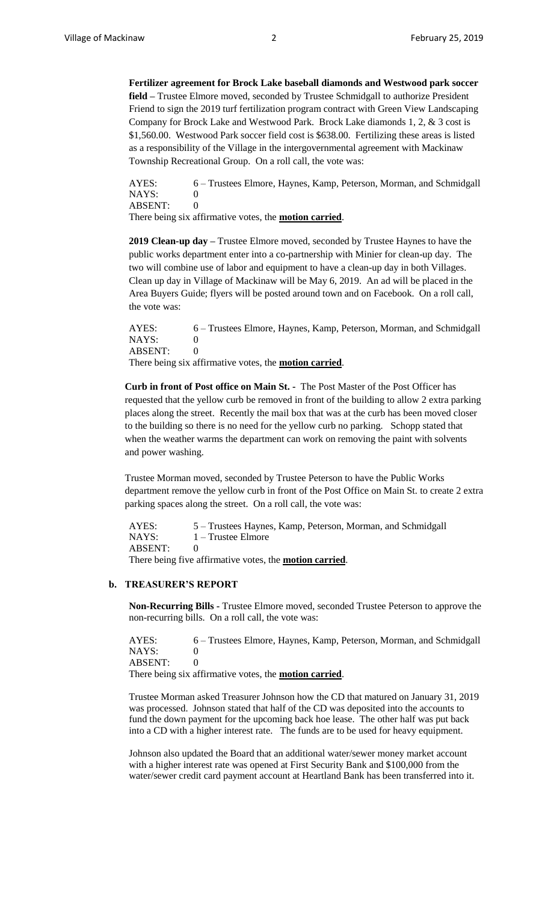**Fertilizer agreement for Brock Lake baseball diamonds and Westwood park soccer field –** Trustee Elmore moved, seconded by Trustee Schmidgall to authorize President Friend to sign the 2019 turf fertilization program contract with Green View Landscaping Company for Brock Lake and Westwood Park. Brock Lake diamonds 1, 2, & 3 cost is $1,560.00. Westwood Park soccer field cost is $638.00. Fertilizing these areas is listed as a responsibility of the Village in the intergovernmental agreement with Mackinaw Township Recreational Group. On a roll call, the vote was:

AYES: 6 – Trustees Elmore, Haynes, Kamp, Peterson, Morman, and Schmidgall
NAYS: 0
ABSENT: 0
There being six affirmative votes, the **motion carried**.

**2019 Clean-up day –** Trustee Elmore moved, seconded by Trustee Haynes to have the public works department enter into a co-partnership with Minier for clean-up day. The two will combine use of labor and equipment to have a clean-up day in both Villages. Clean up day in Village of Mackinaw will be May 6, 2019. An ad will be placed in the Area Buyers Guide; flyers will be posted around town and on Facebook. On a roll call, the vote was:

AYES: 6 – Trustees Elmore, Haynes, Kamp, Peterson, Morman, and Schmidgall
NAYS: 0
ABSENT: 0
There being six affirmative votes, the **motion carried**.

**Curb in front of Post office on Main St. -** The Post Master of the Post Officer has requested that the yellow curb be removed in front of the building to allow 2 extra parking places along the street. Recently the mail box that was at the curb has been moved closer to the building so there is no need for the yellow curb no parking. Schopp stated that when the weather warms the department can work on removing the paint with solvents and power washing.

Trustee Morman moved, seconded by Trustee Peterson to have the Public Works department remove the yellow curb in front of the Post Office on Main St. to create 2 extra parking spaces along the street. On a roll call, the vote was:

AYES: 5 – Trustees Haynes, Kamp, Peterson, Morman, and Schmidgall
NAYS: 1 – Trustee Elmore
ABSENT: 0
There being five affirmative votes, the **motion carried**.

## b. TREASURER'S REPORT

**Non-Recurring Bills -** Trustee Elmore moved, seconded Trustee Peterson to approve the non-recurring bills. On a roll call, the vote was:

AYES: 6 – Trustees Elmore, Haynes, Kamp, Peterson, Morman, and Schmidgall
NAYS: 0
ABSENT: 0
There being six affirmative votes, the **motion carried**.

Trustee Morman asked Treasurer Johnson how the CD that matured on January 31, 2019 was processed. Johnson stated that half of the CD was deposited into the accounts to fund the down payment for the upcoming back hoe lease. The other half was put back into a CD with a higher interest rate. The funds are to be used for heavy equipment.

Johnson also updated the Board that an additional water/sewer money market account with a higher interest rate was opened at First Security Bank and $100,000 from the water/sewer credit card payment account at Heartland Bank has been transferred into it.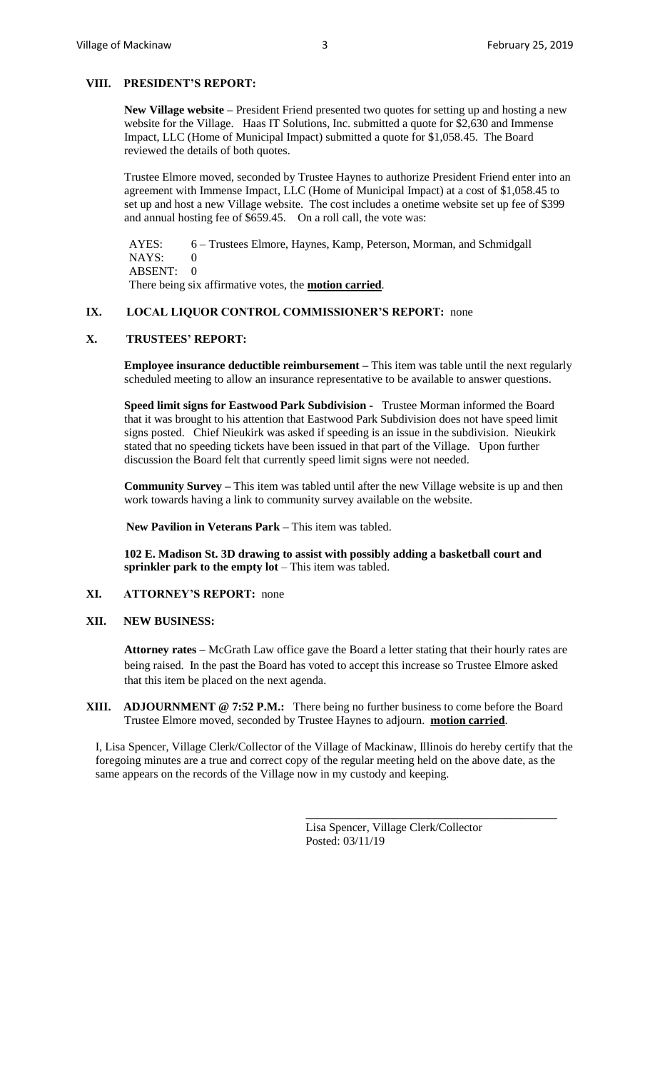## VIII. PRESIDENT'S REPORT:

**New Village website –** President Friend presented two quotes for setting up and hosting a new website for the Village. Haas IT Solutions, Inc. submitted a quote for $2,630 and Immense Impact, LLC (Home of Municipal Impact) submitted a quote for $1,058.45. The Board reviewed the details of both quotes.

Trustee Elmore moved, seconded by Trustee Haynes to authorize President Friend enter into an agreement with Immense Impact, LLC (Home of Municipal Impact) at a cost of $1,058.45 to set up and host a new Village website. The cost includes a onetime website set up fee of $399 and annual hosting fee of $659.45. On a roll call, the vote was:

AYES: 6 – Trustees Elmore, Haynes, Kamp, Peterson, Morman, and Schmidgall
NAYS: 0
ABSENT: 0
There being six affirmative votes, the **motion carried**.

## IX. LOCAL LIQUOR CONTROL COMMISSIONER'S REPORT: none

## X. TRUSTEES' REPORT:

**Employee insurance deductible reimbursement –** This item was table until the next regularly scheduled meeting to allow an insurance representative to be available to answer questions.

**Speed limit signs for Eastwood Park Subdivision -** Trustee Morman informed the Board that it was brought to his attention that Eastwood Park Subdivision does not have speed limit signs posted. Chief Nieukirk was asked if speeding is an issue in the subdivision. Nieukirk stated that no speeding tickets have been issued in that part of the Village. Upon further discussion the Board felt that currently speed limit signs were not needed.

**Community Survey –** This item was tabled until after the new Village website is up and then work towards having a link to community survey available on the website.

**New Pavilion in Veterans Park –** This item was tabled.

**102 E. Madison St. 3D drawing to assist with possibly adding a basketball court and sprinkler park to the empty lot** – This item was tabled.

## XI. ATTORNEY'S REPORT: none

## XII. NEW BUSINESS:

**Attorney rates –** McGrath Law office gave the Board a letter stating that their hourly rates are being raised. In the past the Board has voted to accept this increase so Trustee Elmore asked that this item be placed on the next agenda.

## XIII. ADJOURNMENT @ 7:52 P.M.:

There being no further business to come before the Board Trustee Elmore moved, seconded by Trustee Haynes to adjourn. **motion carried**.

I, Lisa Spencer, Village Clerk/Collector of the Village of Mackinaw, Illinois do hereby certify that the foregoing minutes are a true and correct copy of the regular meeting held on the above date, as the same appears on the records of the Village now in my custody and keeping.

\_\_\_\_\_\_\_\_\_\_\_\_\_\_\_\_\_\_\_\_\_\_\_\_\_\_\_\_\_\_\_\_\_\_\_\_\_\_\_\_

Lisa Spencer, Village Clerk/Collector
Posted: 03/11/19